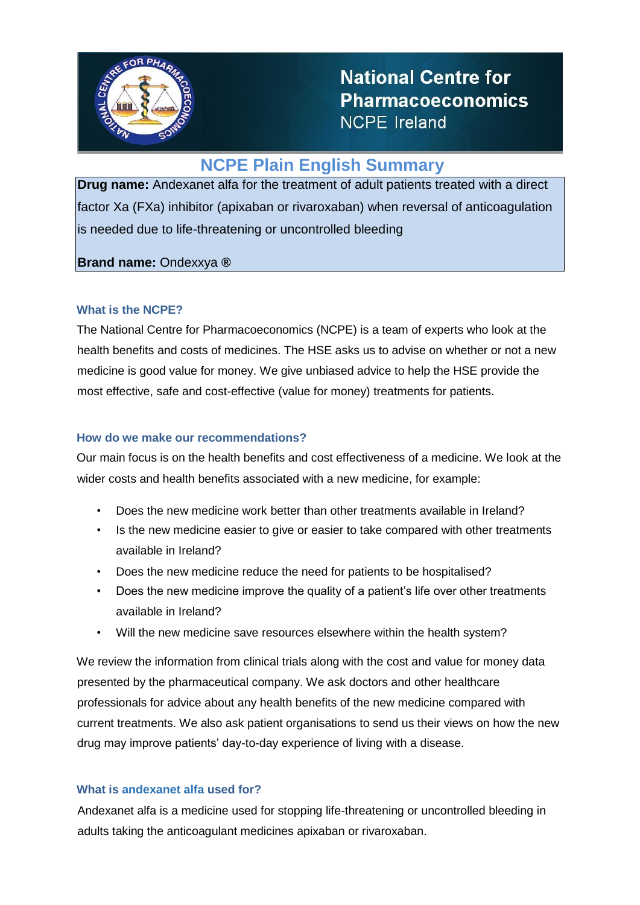# National Centre for Pharmacoeconomics

NCPE Ireland

## NCPE Plain English Summary

**Drug name:** Andexanet alfa for the treatment of adult patients treated with a direct factor Xa (FXa) inhibitor (apixaban or rivaroxaban) when reversal of anticoagulation is needed due to life-threatening or uncontrolled bleeding

**Brand name:** Ondexxya ®

### What is the NCPE?

The National Centre for Pharmacoeconomics (NCPE) is a team of experts who look at the health benefits and costs of medicines. The HSE asks us to advise on whether or not a new medicine is good value for money. We give unbiased advice to help the HSE provide the most effective, safe and cost-effective (value for money) treatments for patients.

### How do we make our recommendations?

Our main focus is on the health benefits and cost effectiveness of a medicine. We look at the wider costs and health benefits associated with a new medicine, for example:

- Does the new medicine work better than other treatments available in Ireland?
- Is the new medicine easier to give or easier to take compared with other treatments available in Ireland?
- Does the new medicine reduce the need for patients to be hospitalised?
- Does the new medicine improve the quality of a patient's life over other treatments available in Ireland?
- Will the new medicine save resources elsewhere within the health system?

We review the information from clinical trials along with the cost and value for money data presented by the pharmaceutical company. We ask doctors and other healthcare professionals for advice about any health benefits of the new medicine compared with current treatments. We also ask patient organisations to send us their views on how the new drug may improve patients' day-to-day experience of living with a disease.

### What is andexanet alfa used for?

Andexanet alfa is a medicine used for stopping life-threatening or uncontrolled bleeding in adults taking the anticoagulant medicines apixaban or rivaroxaban.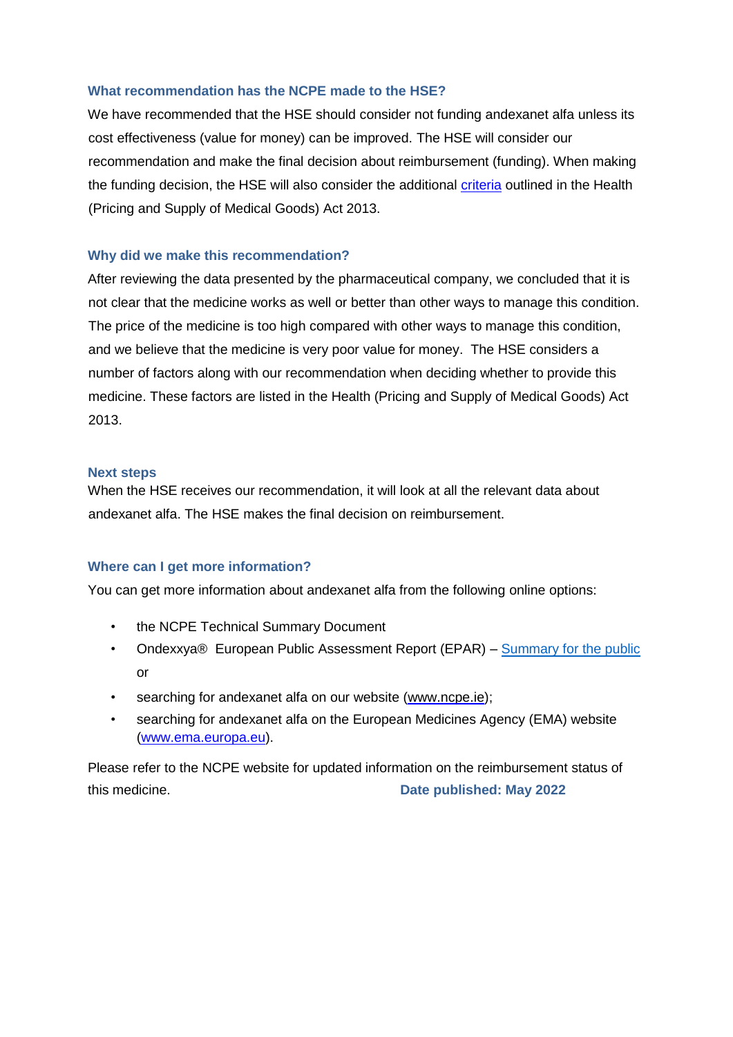### What recommendation has the NCPE made to the HSE?

We have recommended that the HSE should consider not funding andexanet alfa unless its cost effectiveness (value for money) can be improved. The HSE will consider our recommendation and make the final decision about reimbursement (funding). When making the funding decision, the HSE will also consider the additional criteria outlined in the Health (Pricing and Supply of Medical Goods) Act 2013.

### Why did we make this recommendation?

After reviewing the data presented by the pharmaceutical company, we concluded that it is not clear that the medicine works as well or better than other ways to manage this condition. The price of the medicine is too high compared with other ways to manage this condition, and we believe that the medicine is very poor value for money. The HSE considers a number of factors along with our recommendation when deciding whether to provide this medicine. These factors are listed in the Health (Pricing and Supply of Medical Goods) Act 2013.

### Next steps

When the HSE receives our recommendation, it will look at all the relevant data about andexanet alfa. The HSE makes the final decision on reimbursement.

### Where can I get more information?

You can get more information about andexanet alfa from the following online options:

- the NCPE Technical Summary Document
- Ondexxya® European Public Assessment Report (EPAR) – Summary for the public or
- searching for andexanet alfa on our website (www.ncpe.ie);
- searching for andexanet alfa on the European Medicines Agency (EMA) website (www.ema.europa.eu).

Please refer to the NCPE website for updated information on the reimbursement status of this medicine.

**Date published: May 2022**